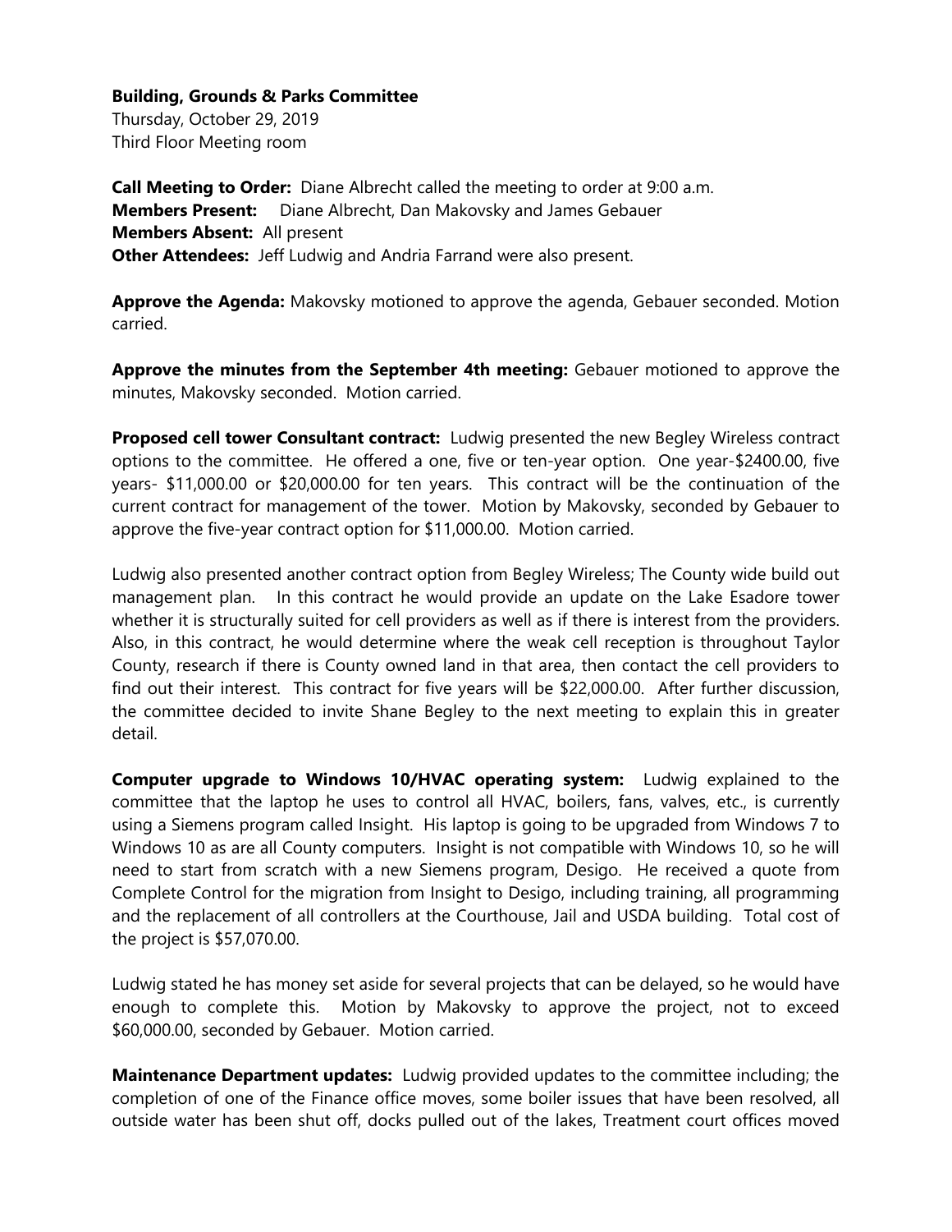**Building, Grounds & Parks Committee**
Thursday, October 29, 2019
Third Floor Meeting room

**Call Meeting to Order:** Diane Albrecht called the meeting to order at 9:00 a.m.
**Members Present:** Diane Albrecht, Dan Makovsky and James Gebauer
**Members Absent:** All present
**Other Attendees:** Jeff Ludwig and Andria Farrand were also present.

**Approve the Agenda:** Makovsky motioned to approve the agenda, Gebauer seconded. Motion carried.

**Approve the minutes from the September 4th meeting:** Gebauer motioned to approve the minutes, Makovsky seconded. Motion carried.

**Proposed cell tower Consultant contract:** Ludwig presented the new Begley Wireless contract options to the committee. He offered a one, five or ten-year option. One year-$2400.00, five years- $11,000.00 or $20,000.00 for ten years. This contract will be the continuation of the current contract for management of the tower. Motion by Makovsky, seconded by Gebauer to approve the five-year contract option for $11,000.00. Motion carried.

Ludwig also presented another contract option from Begley Wireless; The County wide build out management plan. In this contract he would provide an update on the Lake Esadore tower whether it is structurally suited for cell providers as well as if there is interest from the providers. Also, in this contract, he would determine where the weak cell reception is throughout Taylor County, research if there is County owned land in that area, then contact the cell providers to find out their interest. This contract for five years will be $22,000.00. After further discussion, the committee decided to invite Shane Begley to the next meeting to explain this in greater detail.

**Computer upgrade to Windows 10/HVAC operating system:** Ludwig explained to the committee that the laptop he uses to control all HVAC, boilers, fans, valves, etc., is currently using a Siemens program called Insight. His laptop is going to be upgraded from Windows 7 to Windows 10 as are all County computers. Insight is not compatible with Windows 10, so he will need to start from scratch with a new Siemens program, Desigo. He received a quote from Complete Control for the migration from Insight to Desigo, including training, all programming and the replacement of all controllers at the Courthouse, Jail and USDA building. Total cost of the project is $57,070.00.

Ludwig stated he has money set aside for several projects that can be delayed, so he would have enough to complete this. Motion by Makovsky to approve the project, not to exceed $60,000.00, seconded by Gebauer. Motion carried.

**Maintenance Department updates:** Ludwig provided updates to the committee including; the completion of one of the Finance office moves, some boiler issues that have been resolved, all outside water has been shut off, docks pulled out of the lakes, Treatment court offices moved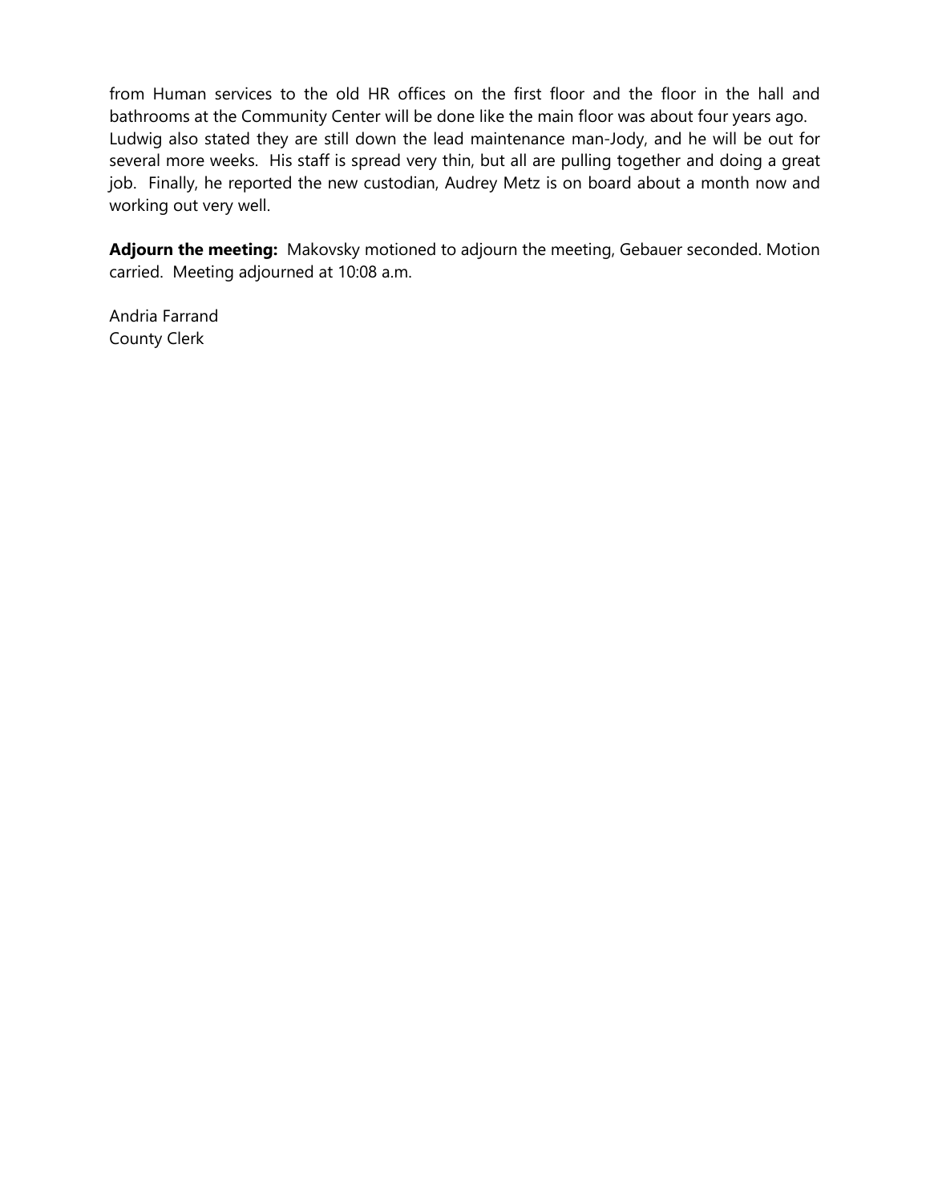from Human services to the old HR offices on the first floor and the floor in the hall and bathrooms at the Community Center will be done like the main floor was about four years ago. Ludwig also stated they are still down the lead maintenance man-Jody, and he will be out for several more weeks. His staff is spread very thin, but all are pulling together and doing a great job. Finally, he reported the new custodian, Audrey Metz is on board about a month now and working out very well.

**Adjourn the meeting:** Makovsky motioned to adjourn the meeting, Gebauer seconded. Motion carried. Meeting adjourned at 10:08 a.m.

Andria Farrand
County Clerk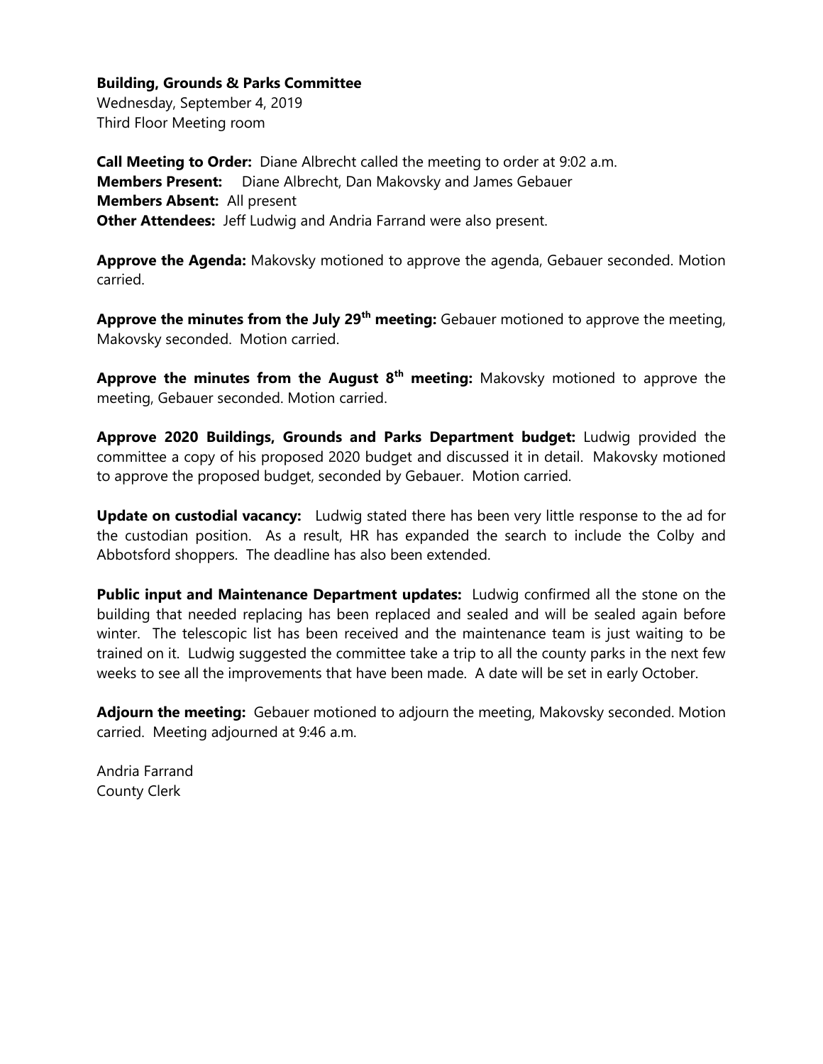**Building, Grounds & Parks Committee**
Wednesday, September 4, 2019
Third Floor Meeting room

**Call Meeting to Order:** Diane Albrecht called the meeting to order at 9:02 a.m.
**Members Present:** Diane Albrecht, Dan Makovsky and James Gebauer
**Members Absent:** All present
**Other Attendees:** Jeff Ludwig and Andria Farrand were also present.

**Approve the Agenda:** Makovsky motioned to approve the agenda, Gebauer seconded. Motion carried.

**Approve the minutes from the July 29th meeting:** Gebauer motioned to approve the meeting, Makovsky seconded. Motion carried.

**Approve the minutes from the August 8th meeting:** Makovsky motioned to approve the meeting, Gebauer seconded. Motion carried.

**Approve 2020 Buildings, Grounds and Parks Department budget:** Ludwig provided the committee a copy of his proposed 2020 budget and discussed it in detail. Makovsky motioned to approve the proposed budget, seconded by Gebauer. Motion carried.

**Update on custodial vacancy:** Ludwig stated there has been very little response to the ad for the custodian position. As a result, HR has expanded the search to include the Colby and Abbotsford shoppers. The deadline has also been extended.

**Public input and Maintenance Department updates:** Ludwig confirmed all the stone on the building that needed replacing has been replaced and sealed and will be sealed again before winter. The telescopic list has been received and the maintenance team is just waiting to be trained on it. Ludwig suggested the committee take a trip to all the county parks in the next few weeks to see all the improvements that have been made. A date will be set in early October.

**Adjourn the meeting:** Gebauer motioned to adjourn the meeting, Makovsky seconded. Motion carried. Meeting adjourned at 9:46 a.m.

Andria Farrand
County Clerk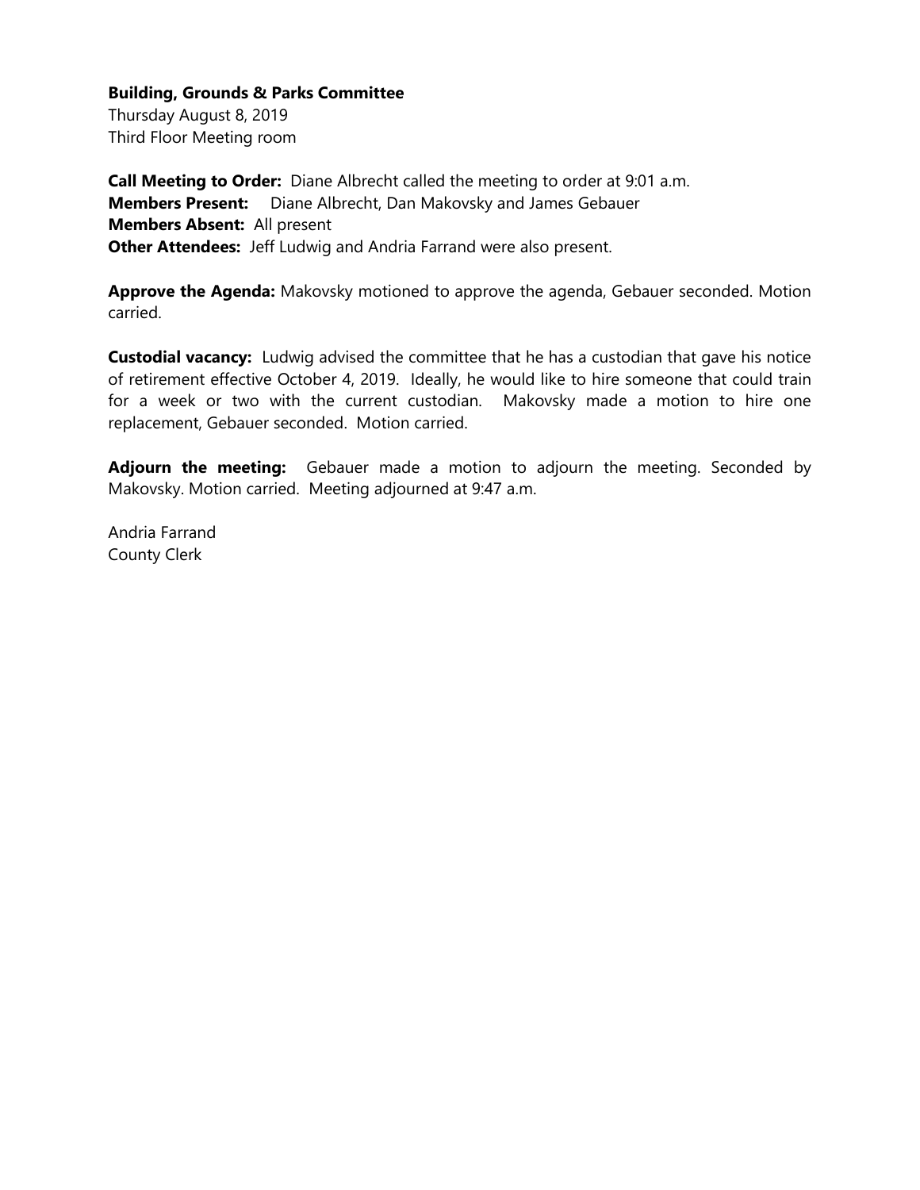**Building, Grounds & Parks Committee**
Thursday August 8, 2019
Third Floor Meeting room

**Call Meeting to Order:** Diane Albrecht called the meeting to order at 9:01 a.m.
**Members Present:** Diane Albrecht, Dan Makovsky and James Gebauer
**Members Absent:** All present
**Other Attendees:** Jeff Ludwig and Andria Farrand were also present.

**Approve the Agenda:** Makovsky motioned to approve the agenda, Gebauer seconded. Motion carried.

**Custodial vacancy:** Ludwig advised the committee that he has a custodian that gave his notice of retirement effective October 4, 2019. Ideally, he would like to hire someone that could train for a week or two with the current custodian. Makovsky made a motion to hire one replacement, Gebauer seconded. Motion carried.

**Adjourn the meeting:** Gebauer made a motion to adjourn the meeting. Seconded by Makovsky. Motion carried. Meeting adjourned at 9:47 a.m.

Andria Farrand
County Clerk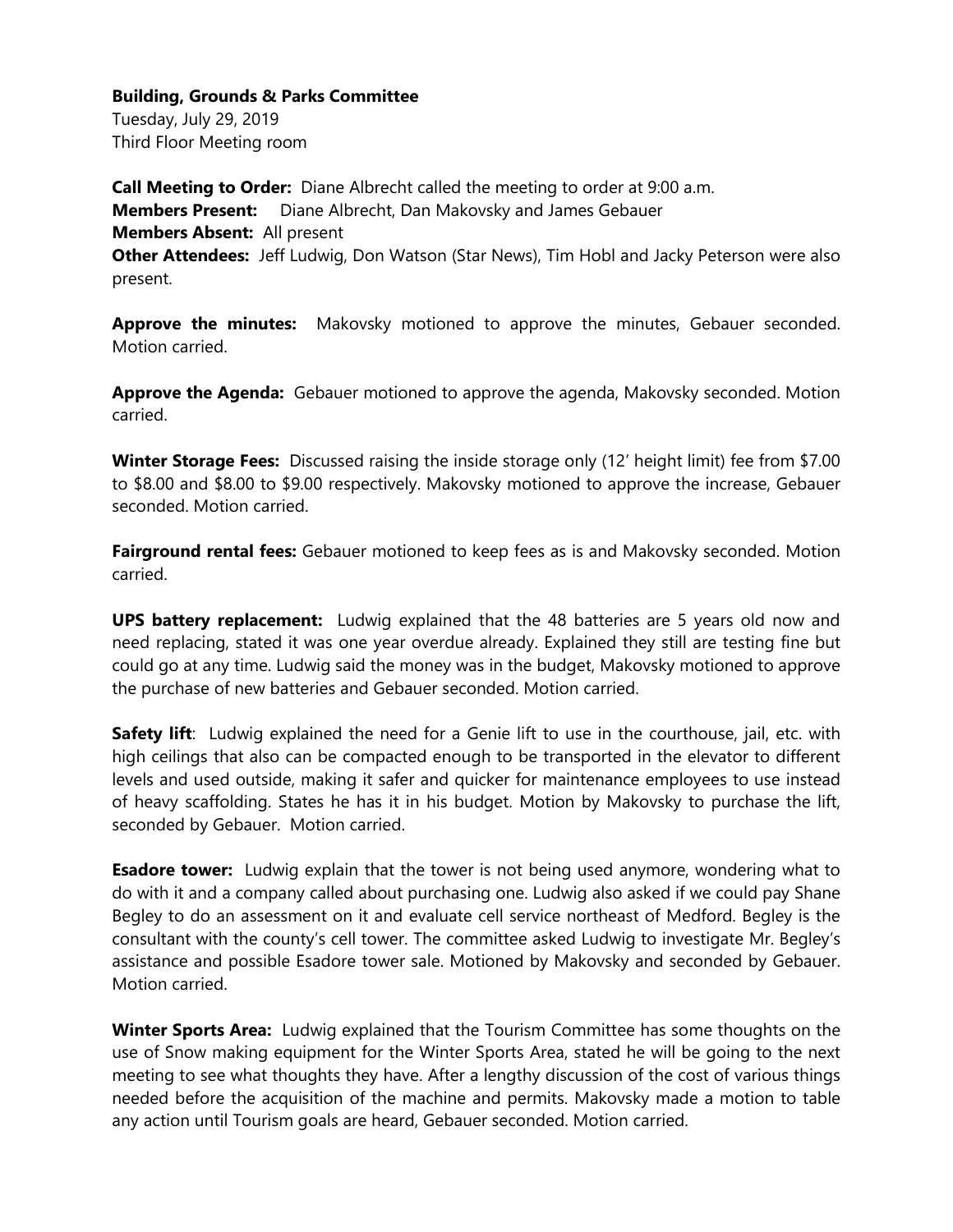**Building, Grounds & Parks Committee**

Tuesday, July 29, 2019

Third Floor Meeting room

**Call Meeting to Order:** Diane Albrecht called the meeting to order at 9:00 a.m.

**Members Present:** Diane Albrecht, Dan Makovsky and James Gebauer

**Members Absent:** All present

**Other Attendees:** Jeff Ludwig, Don Watson (Star News), Tim Hobl and Jacky Peterson were also present.

**Approve the minutes:** Makovsky motioned to approve the minutes, Gebauer seconded. Motion carried.

**Approve the Agenda:** Gebauer motioned to approve the agenda, Makovsky seconded. Motion carried.

**Winter Storage Fees:** Discussed raising the inside storage only (12' height limit) fee from $7.00 to $8.00 and $8.00 to $9.00 respectively. Makovsky motioned to approve the increase, Gebauer seconded. Motion carried.

**Fairground rental fees:** Gebauer motioned to keep fees as is and Makovsky seconded. Motion carried.

**UPS battery replacement:** Ludwig explained that the 48 batteries are 5 years old now and need replacing, stated it was one year overdue already. Explained they still are testing fine but could go at any time. Ludwig said the money was in the budget, Makovsky motioned to approve the purchase of new batteries and Gebauer seconded. Motion carried.

**Safety lift**: Ludwig explained the need for a Genie lift to use in the courthouse, jail, etc. with high ceilings that also can be compacted enough to be transported in the elevator to different levels and used outside, making it safer and quicker for maintenance employees to use instead of heavy scaffolding. States he has it in his budget. Motion by Makovsky to purchase the lift, seconded by Gebauer. Motion carried.

**Esadore tower:** Ludwig explain that the tower is not being used anymore, wondering what to do with it and a company called about purchasing one. Ludwig also asked if we could pay Shane Begley to do an assessment on it and evaluate cell service northeast of Medford. Begley is the consultant with the county's cell tower. The committee asked Ludwig to investigate Mr. Begley's assistance and possible Esadore tower sale. Motioned by Makovsky and seconded by Gebauer. Motion carried.

**Winter Sports Area:** Ludwig explained that the Tourism Committee has some thoughts on the use of Snow making equipment for the Winter Sports Area, stated he will be going to the next meeting to see what thoughts they have. After a lengthy discussion of the cost of various things needed before the acquisition of the machine and permits. Makovsky made a motion to table any action until Tourism goals are heard, Gebauer seconded. Motion carried.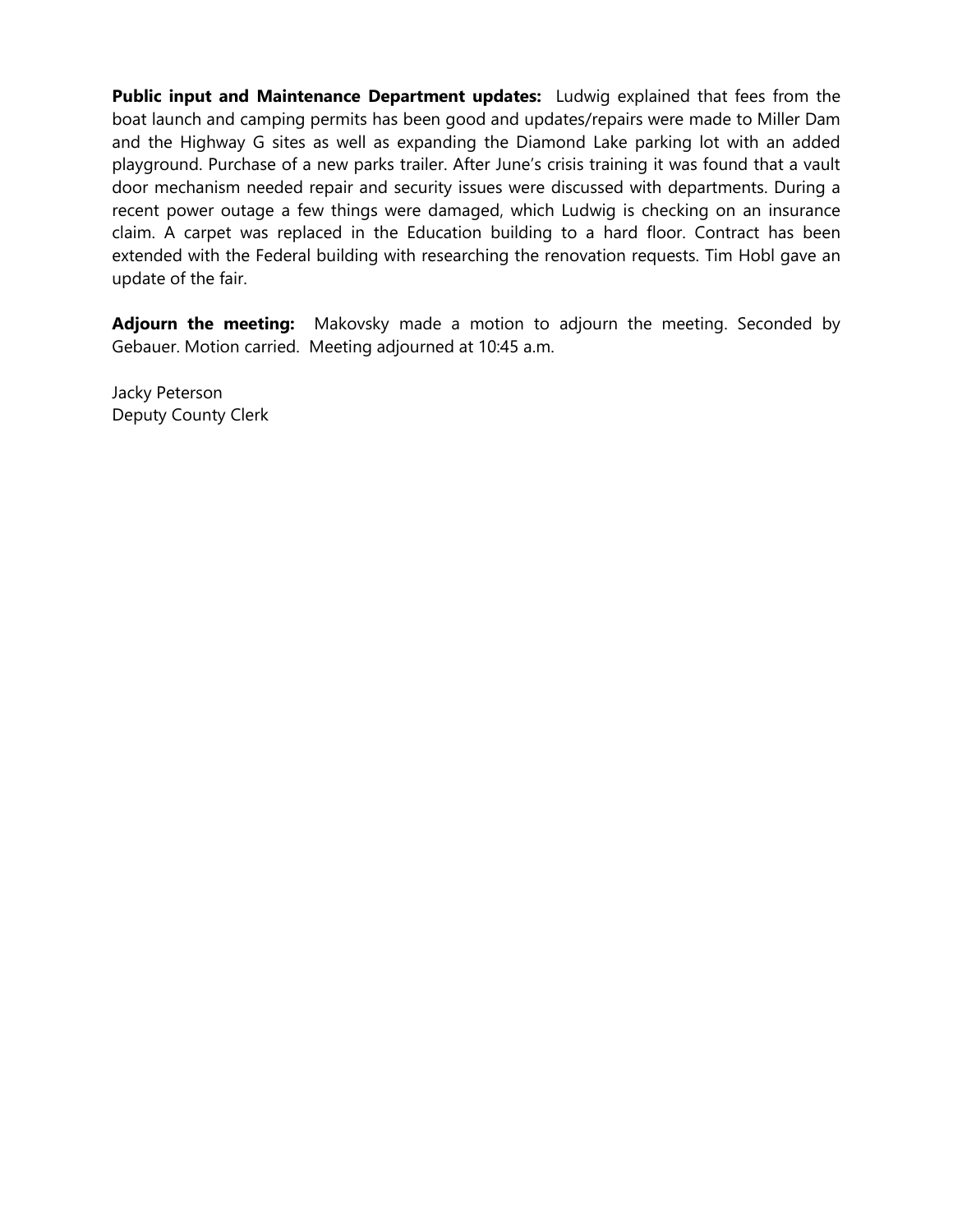**Public input and Maintenance Department updates:** Ludwig explained that fees from the boat launch and camping permits has been good and updates/repairs were made to Miller Dam and the Highway G sites as well as expanding the Diamond Lake parking lot with an added playground. Purchase of a new parks trailer. After June's crisis training it was found that a vault door mechanism needed repair and security issues were discussed with departments. During a recent power outage a few things were damaged, which Ludwig is checking on an insurance claim. A carpet was replaced in the Education building to a hard floor. Contract has been extended with the Federal building with researching the renovation requests. Tim Hobl gave an update of the fair.

**Adjourn the meeting:** Makovsky made a motion to adjourn the meeting. Seconded by Gebauer. Motion carried. Meeting adjourned at 10:45 a.m.

Jacky Peterson
Deputy County Clerk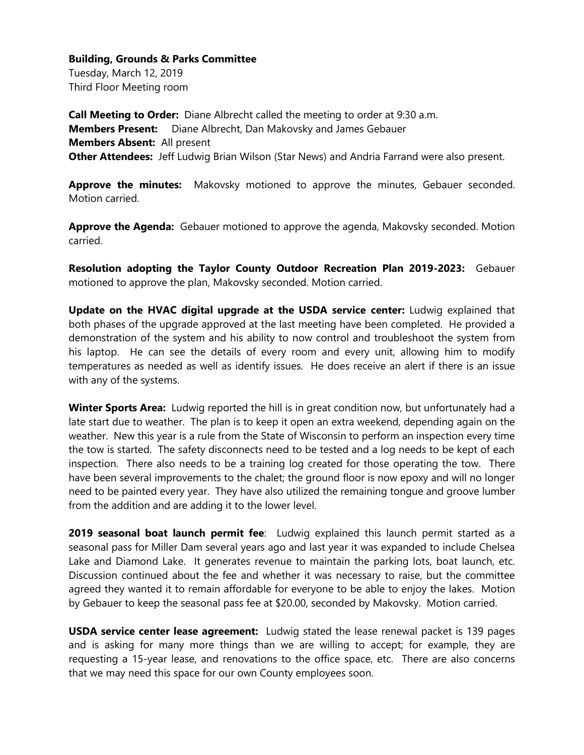**Building, Grounds & Parks Committee**
Tuesday, March 12, 2019
Third Floor Meeting room

**Call Meeting to Order:** Diane Albrecht called the meeting to order at 9:30 a.m.
**Members Present:** Diane Albrecht, Dan Makovsky and James Gebauer
**Members Absent:** All present
**Other Attendees:** Jeff Ludwig Brian Wilson (Star News) and Andria Farrand were also present.

**Approve the minutes:** Makovsky motioned to approve the minutes, Gebauer seconded. Motion carried.

**Approve the Agenda:** Gebauer motioned to approve the agenda, Makovsky seconded. Motion carried.

**Resolution adopting the Taylor County Outdoor Recreation Plan 2019-2023:** Gebauer motioned to approve the plan, Makovsky seconded. Motion carried.

**Update on the HVAC digital upgrade at the USDA service center:** Ludwig explained that both phases of the upgrade approved at the last meeting have been completed. He provided a demonstration of the system and his ability to now control and troubleshoot the system from his laptop. He can see the details of every room and every unit, allowing him to modify temperatures as needed as well as identify issues. He does receive an alert if there is an issue with any of the systems.

**Winter Sports Area:** Ludwig reported the hill is in great condition now, but unfortunately had a late start due to weather. The plan is to keep it open an extra weekend, depending again on the weather. New this year is a rule from the State of Wisconsin to perform an inspection every time the tow is started. The safety disconnects need to be tested and a log needs to be kept of each inspection. There also needs to be a training log created for those operating the tow. There have been several improvements to the chalet; the ground floor is now epoxy and will no longer need to be painted every year. They have also utilized the remaining tongue and groove lumber from the addition and are adding it to the lower level.

**2019 seasonal boat launch permit fee**: Ludwig explained this launch permit started as a seasonal pass for Miller Dam several years ago and last year it was expanded to include Chelsea Lake and Diamond Lake. It generates revenue to maintain the parking lots, boat launch, etc. Discussion continued about the fee and whether it was necessary to raise, but the committee agreed they wanted it to remain affordable for everyone to be able to enjoy the lakes. Motion by Gebauer to keep the seasonal pass fee at $20.00, seconded by Makovsky. Motion carried.

**USDA service center lease agreement:** Ludwig stated the lease renewal packet is 139 pages and is asking for many more things than we are willing to accept; for example, they are requesting a 15-year lease, and renovations to the office space, etc. There are also concerns that we may need this space for our own County employees soon.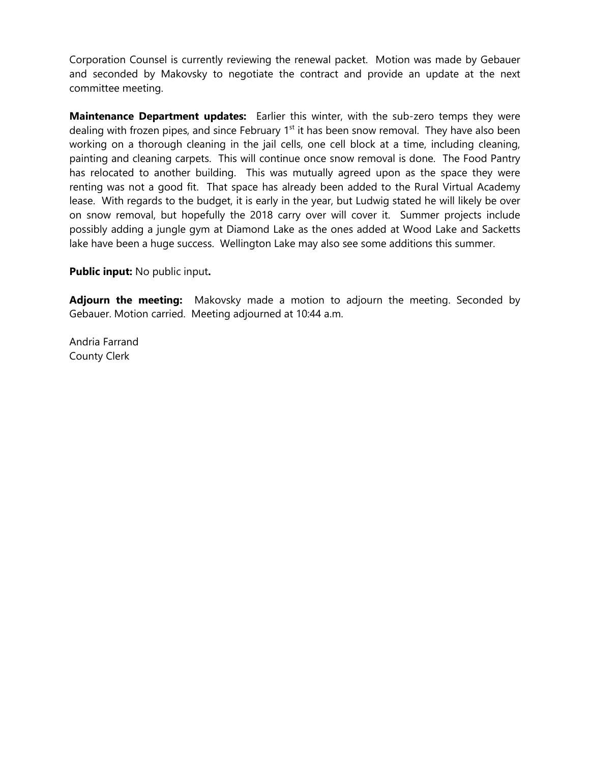Corporation Counsel is currently reviewing the renewal packet. Motion was made by Gebauer and seconded by Makovsky to negotiate the contract and provide an update at the next committee meeting.

**Maintenance Department updates:** Earlier this winter, with the sub-zero temps they were dealing with frozen pipes, and since February 1st it has been snow removal. They have also been working on a thorough cleaning in the jail cells, one cell block at a time, including cleaning, painting and cleaning carpets. This will continue once snow removal is done. The Food Pantry has relocated to another building. This was mutually agreed upon as the space they were renting was not a good fit. That space has already been added to the Rural Virtual Academy lease. With regards to the budget, it is early in the year, but Ludwig stated he will likely be over on snow removal, but hopefully the 2018 carry over will cover it. Summer projects include possibly adding a jungle gym at Diamond Lake as the ones added at Wood Lake and Sacketts lake have been a huge success. Wellington Lake may also see some additions this summer.

**Public input:** No public input**.**

**Adjourn the meeting:** Makovsky made a motion to adjourn the meeting. Seconded by Gebauer. Motion carried. Meeting adjourned at 10:44 a.m.

Andria Farrand
County Clerk